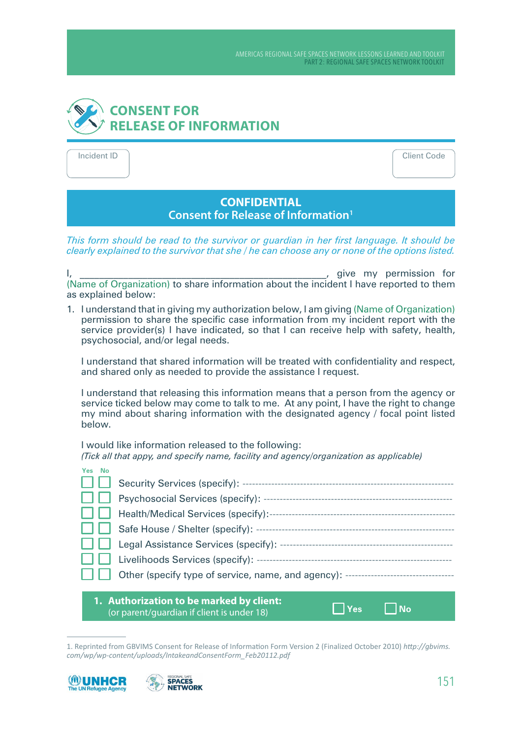# CONSENT FOR RELEASE OF INFORMATION

| Incident ID | Client Code |
|---|---|
| | |

## CONFIDENTIAL
## Consent for Release of Information[1]

*This form should be read to the survivor or guardian in her first language. It should be clearly explained to the survivor that she / he can choose any or none of the options listed.*

I, ______________________________________________, give my permission for (Name of Organization) to share information about the incident I have reported to them as explained below:

1. I understand that in giving my authorization below, I am giving (Name of Organization) permission to share the specific case information from my incident report with the service provider(s) I have indicated, so that I can receive help with safety, health, psychosocial, and/or legal needs.

   I understand that shared information will be treated with confidentiality and respect, and shared only as needed to provide the assistance I request.

   I understand that releasing this information means that a person from the agency or service ticked below may come to talk to me. At any point, I have the right to change my mind about sharing information with the designated agency / focal point listed below.

   I would like information released to the following:
   *(Tick all that appy, and specify name, facility and agency/organization as applicable)*

| Yes | No | |
|---|---|---|
| ☐ | ☐ | Security Services (specify): ---------------------------------------------------------------- |
| ☐ | ☐ | Psychosocial Services (specify): ---------------------------------------------------------- |
| ☐ | ☐ | Health/Medical Services (specify):------------------------------------------------------- |
| ☐ | ☐ | Safe House / Shelter (specify): ----------------------------------------------------------- |
| ☐ | ☐ | Legal Assistance Services (specify): ----------------------------------------------------- |
| ☐ | ☐ | Livelihoods Services (specify): ----------------------------------------------------------- |
| ☐ | ☐ | Other (specify type of service, name, and agency): --------------------------------- |

**1. Authorization to be marked by client:** (or parent/guardian if client is under 18) ☐ **Yes** ☐ **No**

---

1. Reprinted from GBVIMS Consent for Release of Information Form Version 2 (Finalized October 2010) *http://gbvims.com/wp/wp-content/uploads/IntakeandConsentForm_Feb20112.pdf*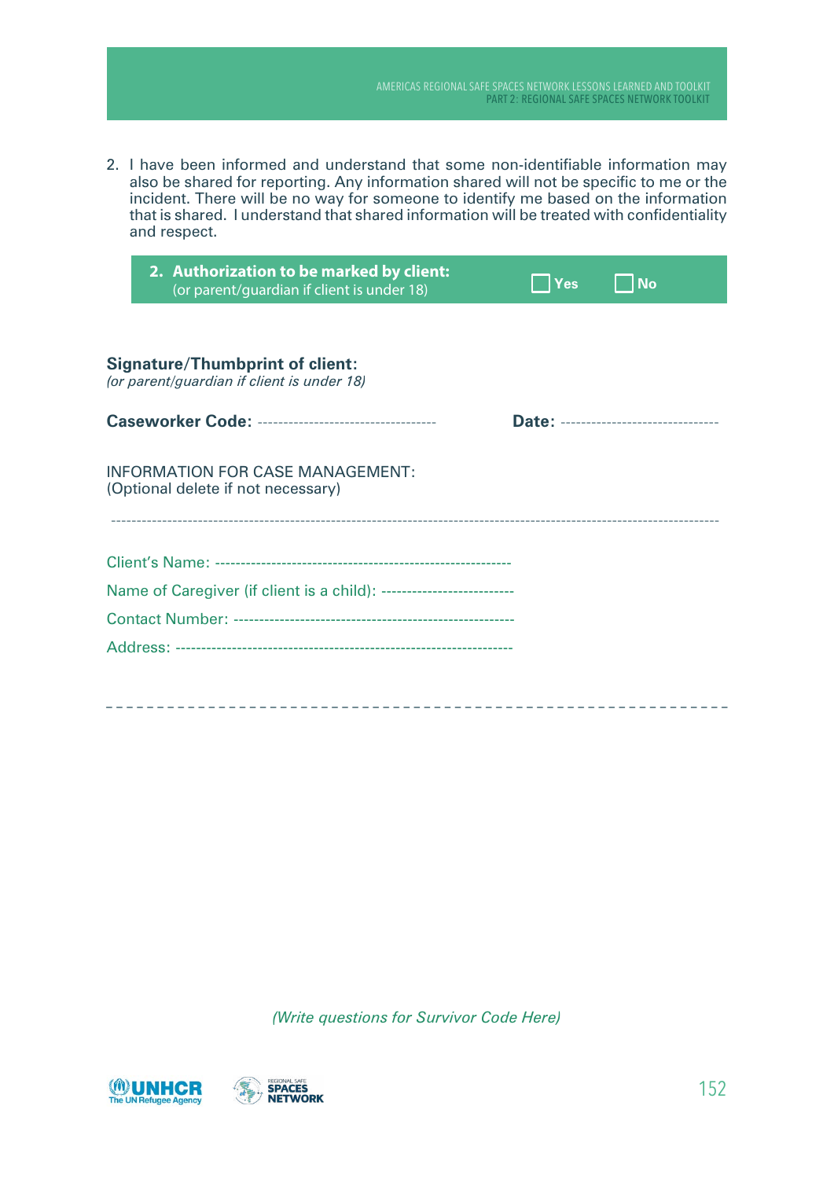2. I have been informed and understand that some non-identifiable information may also be shared for reporting. Any information shared will not be specific to me or the incident. There will be no way for someone to identify me based on the information that is shared. I understand that shared information will be treated with confidentiality and respect.

**2. Authorization to be marked by client:** (or parent/guardian if client is under 18) ☐ **Yes** ☐ **No**

**Signature/Thumbprint of client:**
*(or parent/guardian if client is under 18)*

**Caseworker Code:** ----------------------------------- **Date:** -------------------------------

INFORMATION FOR CASE MANAGEMENT:
(Optional delete if not necessary)

---

Client's Name: ---------------------------------------------------------

Name of Caregiver (if client is a child): --------------------------

Contact Number: -----------------------------------------------------

Address: -----------------------------------------------------------------

---

*(Write questions for Survivor Code Here)*